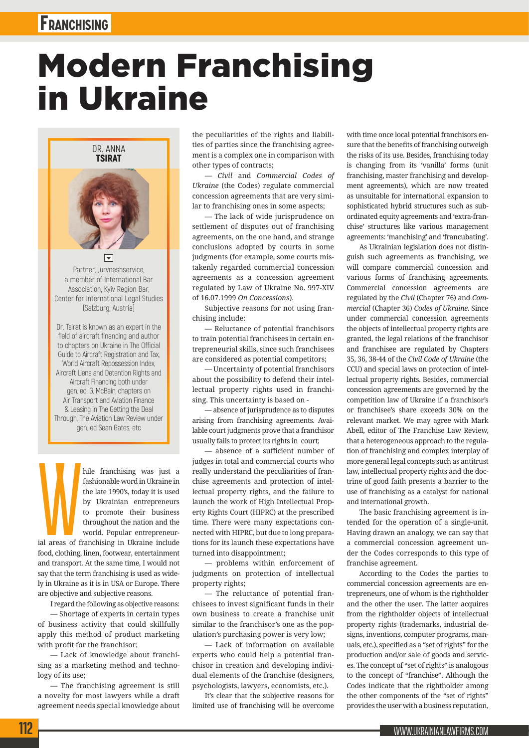# Modern Franchising in Ukraine

DR. ANNA **TSIRAT**

Partner, Jurvneshservice, a member of International Bar Association, Kyiv Region Bar, Center for International Legal Studies (Salzburg, Austria)

Dr. Tsirat is known as an expert in the field of aircraft financing and author to chapters on Ukraine in The Official Guide to Aircraft Registration and Tax, World Aircraft Repossession Index, Aircraft Liens and Detention Rights and Aircraft Financing both under gen. ed. G. McBain, chapters on Air Transport and Aviation Finance & Leasing in The Getting the Deal Through, The Aviation Law Review under gen. ed Sean Gates, etc

While franchising was just a fashionable word in Ukraine in the late 1990's, today it is used by Ukrainian entrepreneurs to promote their business throughout the nation and the world. Popular entrepreneurial areas of franchising in Ukraine include food, clothing, linen, footwear, entertainment and transport. At the same time, I would not say that the term franchising is used as widely in Ukraine as it is in USA or Europe. There are objective and subjective reasons.

I regard the following as objective reasons:

— Shortage of experts in certain types of business activity that could skillfully apply this method of product marketing with profit for the franchisor;

— Lack of knowledge about franchising as a marketing method and technology of its use;

— The franchising agreement is still a novelty for most lawyers while a draft agreement needs special knowledge about the peculiarities of the rights and liabilities of parties since the franchising agreement is a complex one in comparison with other types of contracts;

— *Civil* and *Commercial Codes of Ukraine* (the Codes) regulate commercial concession agreements that are very similar to franchising ones in some aspects;

— The lack of wide jurisprudence on settlement of disputes out of franchising agreements, on the one hand, and strange conclusions adopted by courts in some judgments (for example, some courts mistakenly regarded commercial concession agreements as a concession agreement regulated by Law of Ukraine No. 997-XIV of 16.07.1999 *On Concessions*).

Subjective reasons for not using franchising include:

— Reluctance of potential franchisors to train potential franchisees in certain entrepreneurial skills, since such franchisees are considered as potential competitors;

— Uncertainty of potential franchisors about the possibility to defend their intellectual property rights used in franchising. This uncertainty is based on -

— absence of jurisprudence as to disputes arising from franchising agreements. Available court judgments prove that a franchisor usually fails to protect its rights in court;

— absence of a sufficient number of judges in total and commercial courts who really understand the peculiarities of franchise agreements and protection of intellectual property rights, and the failure to launch the work of High Intellectual Property Rights Court (HIPRC) at the prescribed time. There were many expectations connected with HIPRC, but due to long preparations for its launch these expectations have turned into disappointment;

— problems within enforcement of judgments on protection of intellectual property rights;

— The reluctance of potential franchisees to invest significant funds in their own business to create a franchise unit similar to the franchisor's one as the population's purchasing power is very low;

— Lack of information on available experts who could help a potential franchisor in creation and developing individual elements of the franchise (designers, psychologists, lawyers, economists, etc.).

It's clear that the subjective reasons for limited use of franchising will be overcome with time once local potential franchisors ensure that the benefits of franchising outweigh the risks of its use. Besides, franchising today is changing from its 'vanilla' forms (unit franchising, master franchising and development agreements), which are now treated as unsuitable for international expansion to sophisticated hybrid structures such as subordinated equity agreements and 'extra-franchise' structures like various management agreements: 'manchising' and 'francubating'.

As Ukrainian legislation does not distinguish such agreements as franchising, we will compare commercial concession and various forms of franchising agreements. Commercial concession agreements are regulated by the *Civil* (Chapter 76) and *Commercial* (Chapter 36) *Codes of Ukraine*. Since under commercial concession agreements the objects of intellectual property rights are granted, the legal relations of the franchisor and franchisee are regulated by Chapters 35, 36, 38-44 of the *Civil Code of Ukraine* (the CCU) and special laws on protection of intellectual property rights. Besides, commercial concession agreements are governed by the competition law of Ukraine if a franchisor's or franchisee's share exceeds 30% on the relevant market. We may agree with Mark Abell, editor of The Franchise Law Review, that a heterogeneous approach to the regulation of franchising and complex interplay of more general legal concepts such as antitrust law, intellectual property rights and the doctrine of good faith presents a barrier to the use of franchising as a catalyst for national and international growth.

The basic franchising agreement is intended for the operation of a single-unit. Having drawn an analogy, we can say that a commercial concession agreement under the Codes corresponds to this type of franchise agreement.

According to the Codes the parties to commercial concession agreements are entrepreneurs, one of whom is the rightholder and the other the user. The latter acquires from the rightholder objects of intellectual property rights (trademarks, industrial designs, inventions, computer programs, manuals, etc.), specified as a "set of rights" for the production and/or sale of goods and services. The concept of "set of rights" is analogous to the concept of "franchise". Although the Codes indicate that the rightholder among the other components of the "set of rights" provides the user with a business reputation,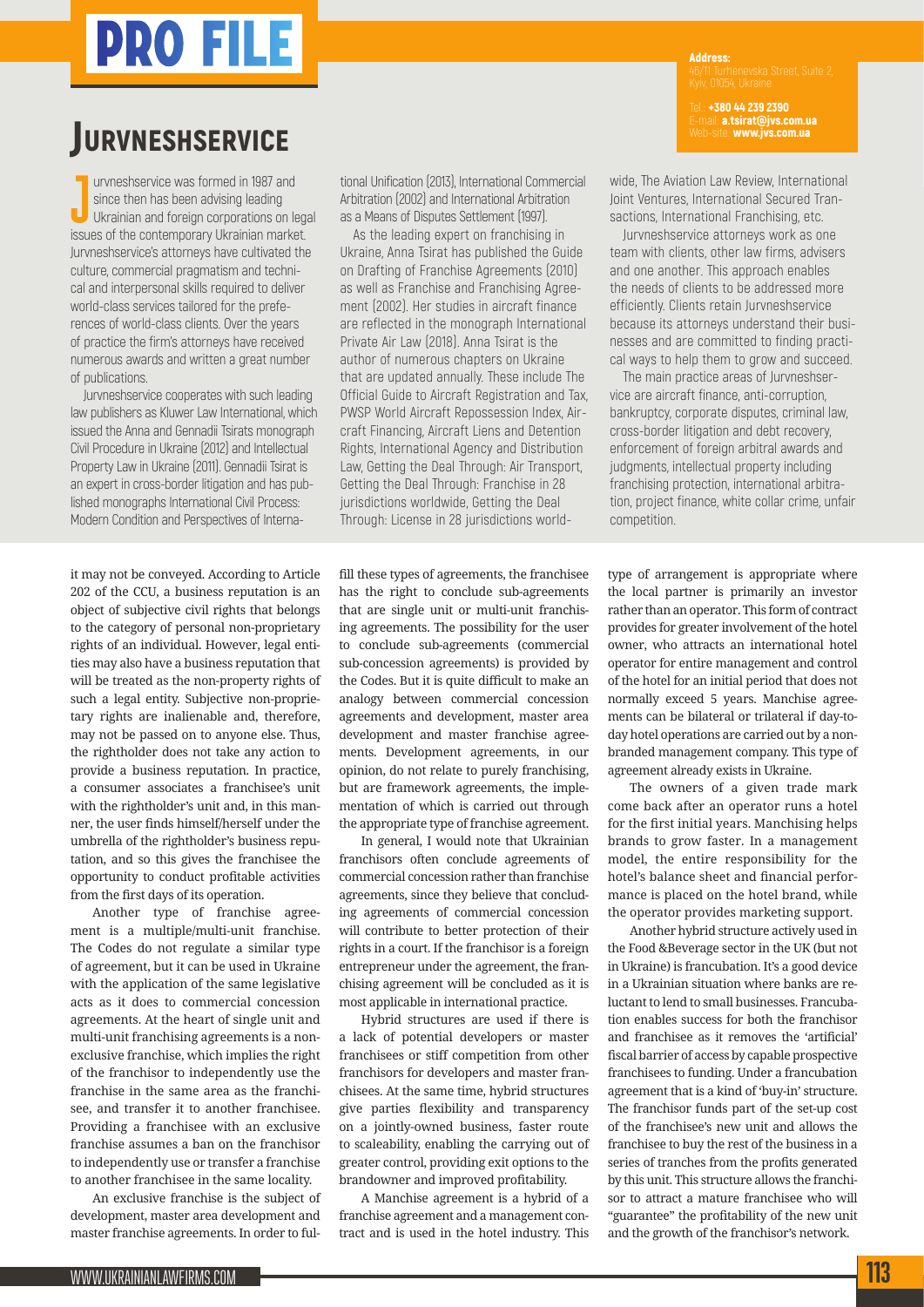# PRO FILE

## Jurvneshservice

**Address:**
46/11 Turhenevska Street, Suite 2, Kyiv, 01054, Ukraine

Tel.: **+380 44 239 2390**
E-mail: **a.tsirat@jvs.com.ua**
Web-site: **www.jvs.com.ua**

Jurvneshservice was formed in 1987 and since then has been advising leading Ukrainian and foreign corporations on legal issues of the contemporary Ukrainian market. Jurvneshservice's attorneys have cultivated the culture, commercial pragmatism and technical and interpersonal skills required to deliver world-class services tailored for the preferences of world-class clients. Over the years of practice the firm's attorneys have received numerous awards and written a great number of publications.

Jurvneshservice cooperates with such leading law publishers as Kluwer Law International, which issued the Anna and Gennadii Tsirats monograph Civil Procedure in Ukraine (2012) and Intellectual Property Law in Ukraine (2011). Gennadii Tsirat is an expert in cross-border litigation and has published monographs International Civil Process: Modern Condition and Perspectives of International Unification (2013), International Commercial Arbitration (2002) and International Arbitration as a Means of Disputes Settlement (1997).

As the leading expert on franchising in Ukraine, Anna Tsirat has published the Guide on Drafting of Franchise Agreements (2010) as well as Franchise and Franchising Agreement (2002). Her studies in aircraft finance are reflected in the monograph International Private Air Law (2018). Anna Tsirat is the author of numerous chapters on Ukraine that are updated annually. These include The Official Guide to Aircraft Registration and Tax, PWSP World Aircraft Repossession Index, Aircraft Financing, Aircraft Liens and Detention Rights, International Agency and Distribution Law, Getting the Deal Through: Air Transport, Getting the Deal Through: Franchise in 28 jurisdictions worldwide, Getting the Deal Through: License in 28 jurisdictions worldwide, The Aviation Law Review, International Joint Ventures, International Secured Transactions, International Franchising, etc.

Jurvneshservice attorneys work as one team with clients, other law firms, advisers and one another. This approach enables the needs of clients to be addressed more efficiently. Clients retain Jurvneshservice because its attorneys understand their businesses and are committed to finding practical ways to help them to grow and succeed.

The main practice areas of Jurvneshservice are aircraft finance, anti-corruption, bankruptcy, corporate disputes, criminal law, cross-border litigation and debt recovery, enforcement of foreign arbitral awards and judgments, intellectual property including franchising protection, international arbitration, project finance, white collar crime, unfair competition.

---

it may not be conveyed. According to Article 202 of the CCU, a business reputation is an object of subjective civil rights that belongs to the category of personal non-proprietary rights of an individual. However, legal entities may also have a business reputation that will be treated as the non-property rights of such a legal entity. Subjective non-proprietary rights are inalienable and, therefore, may not be passed on to anyone else. Thus, the rightholder does not take any action to provide a business reputation. In practice, a consumer associates a franchisee's unit with the rightholder's unit and, in this manner, the user finds himself/herself under the umbrella of the rightholder's business reputation, and so this gives the franchisee the opportunity to conduct profitable activities from the first days of its operation.

Another type of franchise agreement is a multiple/multi-unit franchise. The Codes do not regulate a similar type of agreement, but it can be used in Ukraine with the application of the same legislative acts as it does to commercial concession agreements. At the heart of single unit and multi-unit franchising agreements is a non-exclusive franchise, which implies the right of the franchisor to independently use the franchise in the same area as the franchisee, and transfer it to another franchisee. Providing a franchisee with an exclusive franchise assumes a ban on the franchisor to independently use or transfer a franchise to another franchisee in the same locality.

An exclusive franchise is the subject of development, master area development and master franchise agreements. In order to fulfill these types of agreements, the franchisee has the right to conclude sub-agreements that are single unit or multi-unit franchising agreements. The possibility for the user to conclude sub-agreements (commercial sub-concession agreements) is provided by the Codes. But it is quite difficult to make an analogy between commercial concession agreements and development, master area development and master franchise agreements. Development agreements, in our opinion, do not relate to purely franchising, but are framework agreements, the implementation of which is carried out through the appropriate type of franchise agreement.

In general, I would note that Ukrainian franchisors often conclude agreements of commercial concession rather than franchise agreements, since they believe that concluding agreements of commercial concession will contribute to better protection of their rights in a court. If the franchisor is a foreign entrepreneur under the agreement, the franchising agreement will be concluded as it is most applicable in international practice.

Hybrid structures are used if there is a lack of potential developers or master franchisees or stiff competition from other franchisors for developers and master franchisees. At the same time, hybrid structures give parties flexibility and transparency on a jointly-owned business, faster route to scaleability, enabling the carrying out of greater control, providing exit options to the brandowner and improved profitability.

A Manchise agreement is a hybrid of a franchise agreement and a management contract and is used in the hotel industry. This type of arrangement is appropriate where the local partner is primarily an investor rather than an operator. This form of contract provides for greater involvement of the hotel owner, who attracts an international hotel operator for entire management and control of the hotel for an initial period that does not normally exceed 5 years. Manchise agreements can be bilateral or trilateral if day-to-day hotel operations are carried out by a non-branded management company. This type of agreement already exists in Ukraine.

The owners of a given trade mark come back after an operator runs a hotel for the first initial years. Manchising helps brands to grow faster. In a management model, the entire responsibility for the hotel's balance sheet and financial performance is placed on the hotel brand, while the operator provides marketing support.

Another hybrid structure actively used in the Food &Beverage sector in the UK (but not in Ukraine) is francubation. It's a good device in a Ukrainian situation where banks are reluctant to lend to small businesses. Francubation enables success for both the franchisor and franchisee as it removes the 'artificial' fiscal barrier of access by capable prospective franchisees to funding. Under a francubation agreement that is a kind of 'buy-in' structure. The franchisor funds part of the set-up cost of the franchisee's new unit and allows the franchisee to buy the rest of the business in a series of tranches from the profits generated by this unit. This structure allows the franchisor to attract a mature franchisee who will "guarantee" the profitability of the new unit and the growth of the franchisor's network.